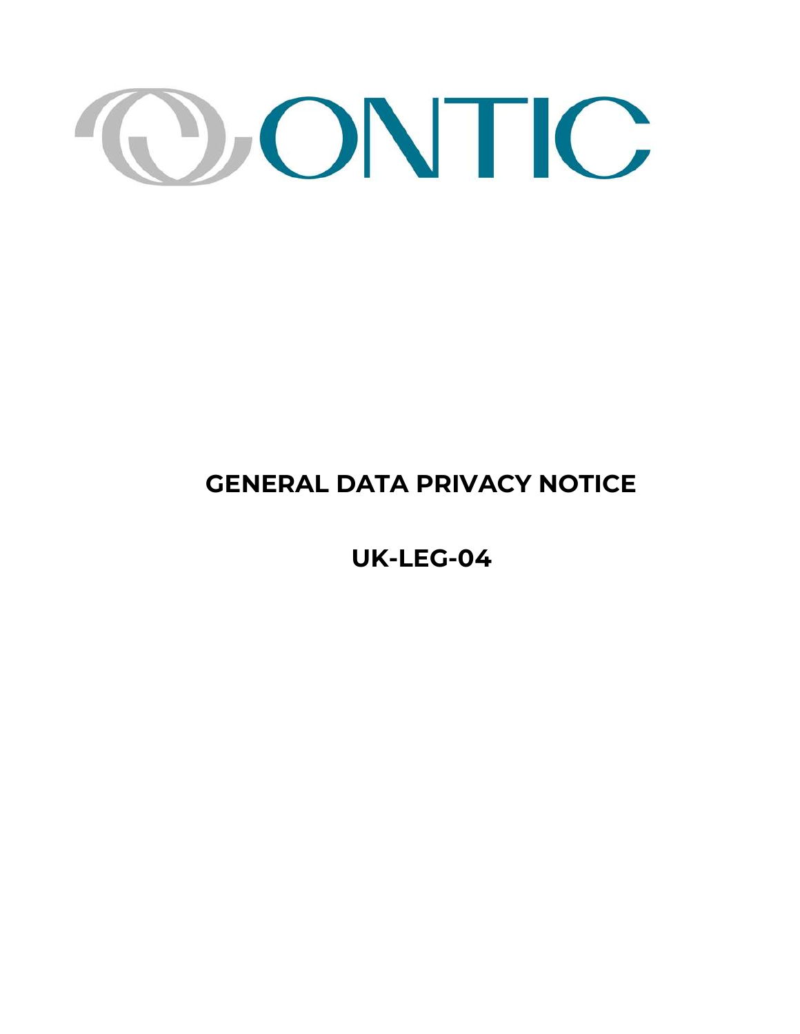ONTIC

# GENERAL DATA PRIVACY NOTICE

# UK-LEG-04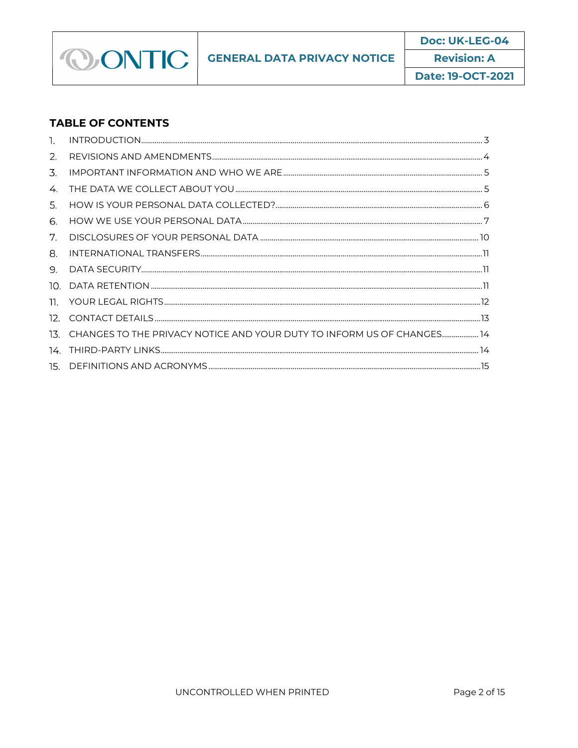## TABLE OF CONTENTS

1. INTRODUCTION .......... 3
2. REVISIONS AND AMENDMENTS .......... 4
3. IMPORTANT INFORMATION AND WHO WE ARE .......... 5
4. THE DATA WE COLLECT ABOUT YOU .......... 5
5. HOW IS YOUR PERSONAL DATA COLLECTED? .......... 6
6. HOW WE USE YOUR PERSONAL DATA .......... 7
7. DISCLOSURES OF YOUR PERSONAL DATA .......... 10
8. INTERNATIONAL TRANSFERS .......... 11
9. DATA SECURITY .......... 11
10. DATA RETENTION .......... 11
11. YOUR LEGAL RIGHTS .......... 12
12. CONTACT DETAILS .......... 13
13. CHANGES TO THE PRIVACY NOTICE AND YOUR DUTY TO INFORM US OF CHANGES .......... 14
14. THIRD-PARTY LINKS .......... 14
15. DEFINITIONS AND ACRONYMS .......... 15

UNCONTROLLED WHEN PRINTED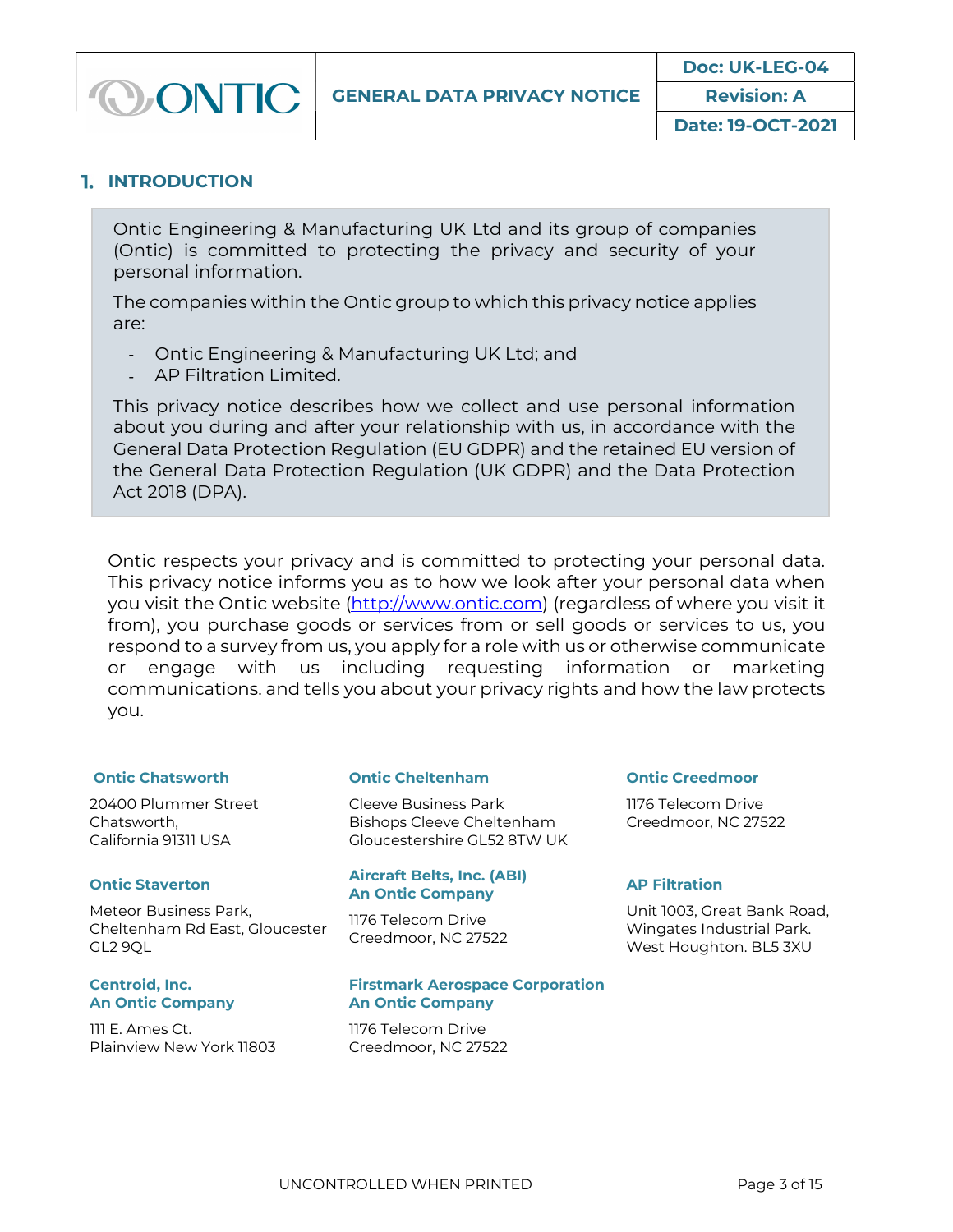## 1. INTRODUCTION

Ontic Engineering & Manufacturing UK Ltd and its group of companies (Ontic) is committed to protecting the privacy and security of your personal information.

The companies within the Ontic group to which this privacy notice applies are:

- Ontic Engineering & Manufacturing UK Ltd; and
- AP Filtration Limited.

This privacy notice describes how we collect and use personal information about you during and after your relationship with us, in accordance with the General Data Protection Regulation (EU GDPR) and the retained EU version of the General Data Protection Regulation (UK GDPR) and the Data Protection Act 2018 (DPA).

Ontic respects your privacy and is committed to protecting your personal data. This privacy notice informs you as to how we look after your personal data when you visit the Ontic website (http://www.ontic.com) (regardless of where you visit it from), you purchase goods or services from or sell goods or services to us, you respond to a survey from us, you apply for a role with us or otherwise communicate or engage with us including requesting information or marketing communications. and tells you about your privacy rights and how the law protects you.

**Ontic Chatsworth**

20400 Plummer Street
Chatsworth,
California 91311 USA

**Ontic Cheltenham**

Cleeve Business Park
Bishops Cleeve Cheltenham
Gloucestershire GL52 8TW UK

**Ontic Creedmoor**

1176 Telecom Drive
Creedmoor, NC 27522

**Ontic Staverton**

Meteor Business Park,
Cheltenham Rd East, Gloucester
GL2 9QL

**Aircraft Belts, Inc. (ABI)
An Ontic Company**

1176 Telecom Drive
Creedmoor, NC 27522

**AP Filtration**

Unit 1003, Great Bank Road,
Wingates Industrial Park.
West Houghton. BL5 3XU

**Centroid, Inc.
An Ontic Company**

111 E. Ames Ct.
Plainview New York 11803

**Firstmark Aerospace Corporation
An Ontic Company**

1176 Telecom Drive
Creedmoor, NC 27522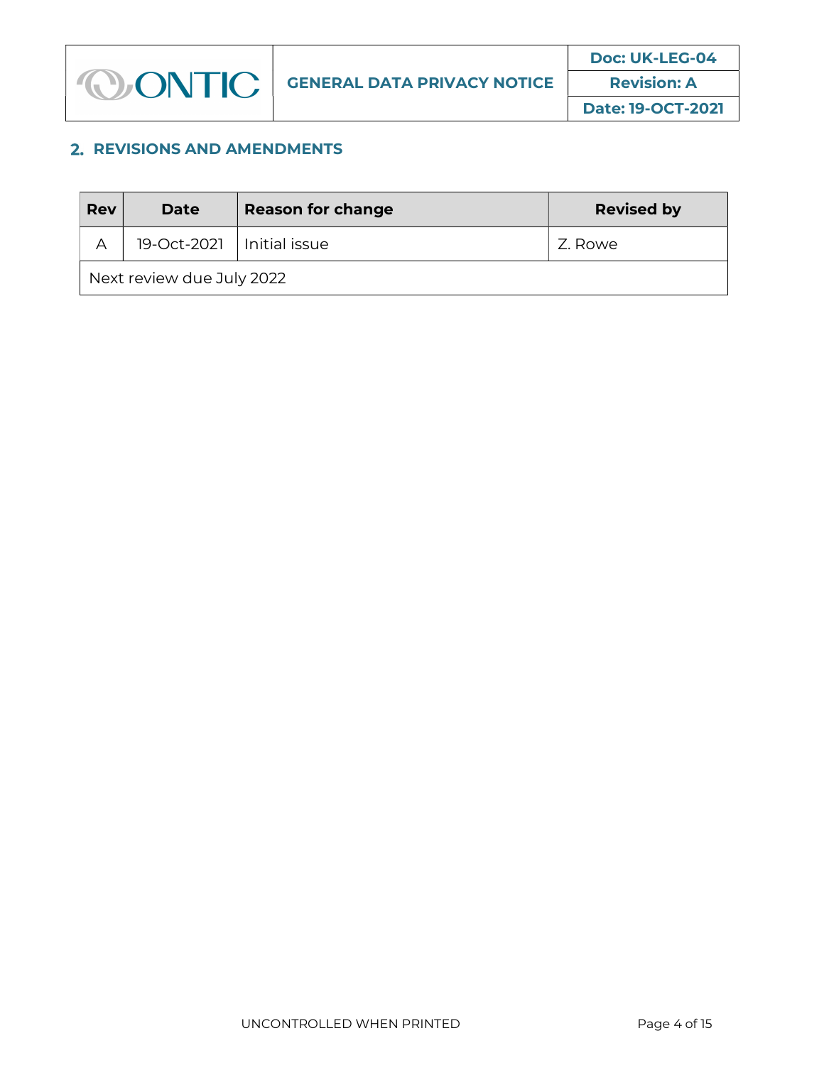## 2. REVISIONS AND AMENDMENTS

| Rev | Date | Reason for change | Revised by |
|---|---|---|---|
| A | 19-Oct-2021 | Initial issue | Z. Rowe |
| Next review due July 2022 | | | |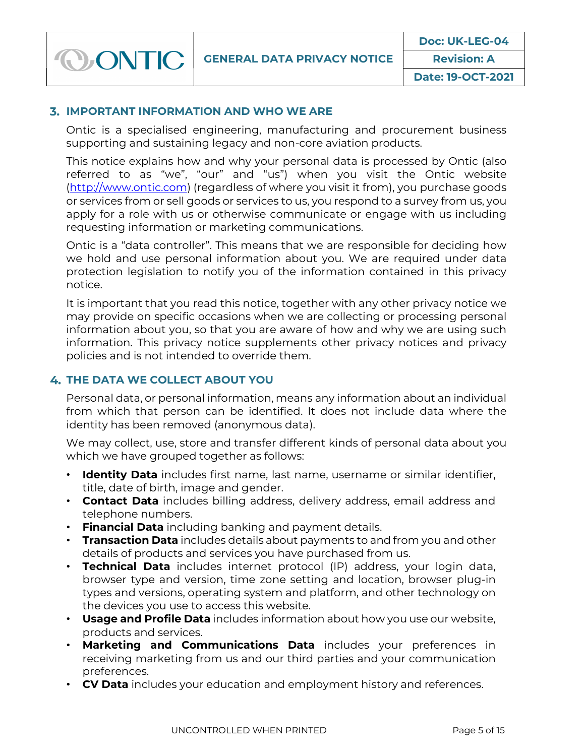## 3. IMPORTANT INFORMATION AND WHO WE ARE

Ontic is a specialised engineering, manufacturing and procurement business supporting and sustaining legacy and non-core aviation products.

This notice explains how and why your personal data is processed by Ontic (also referred to as "we", "our" and "us") when you visit the Ontic website (http://www.ontic.com) (regardless of where you visit it from), you purchase goods or services from or sell goods or services to us, you respond to a survey from us, you apply for a role with us or otherwise communicate or engage with us including requesting information or marketing communications.

Ontic is a "data controller". This means that we are responsible for deciding how we hold and use personal information about you. We are required under data protection legislation to notify you of the information contained in this privacy notice.

It is important that you read this notice, together with any other privacy notice we may provide on specific occasions when we are collecting or processing personal information about you, so that you are aware of how and why we are using such information. This privacy notice supplements other privacy notices and privacy policies and is not intended to override them.

## 4. THE DATA WE COLLECT ABOUT YOU

Personal data, or personal information, means any information about an individual from which that person can be identified. It does not include data where the identity has been removed (anonymous data).

We may collect, use, store and transfer different kinds of personal data about you which we have grouped together as follows:

- **Identity Data** includes first name, last name, username or similar identifier, title, date of birth, image and gender.
- **Contact Data** includes billing address, delivery address, email address and telephone numbers.
- **Financial Data** including banking and payment details.
- **Transaction Data** includes details about payments to and from you and other details of products and services you have purchased from us.
- **Technical Data** includes internet protocol (IP) address, your login data, browser type and version, time zone setting and location, browser plug-in types and versions, operating system and platform, and other technology on the devices you use to access this website.
- **Usage and Profile Data** includes information about how you use our website, products and services.
- **Marketing and Communications Data** includes your preferences in receiving marketing from us and our third parties and your communication preferences.
- **CV Data** includes your education and employment history and references.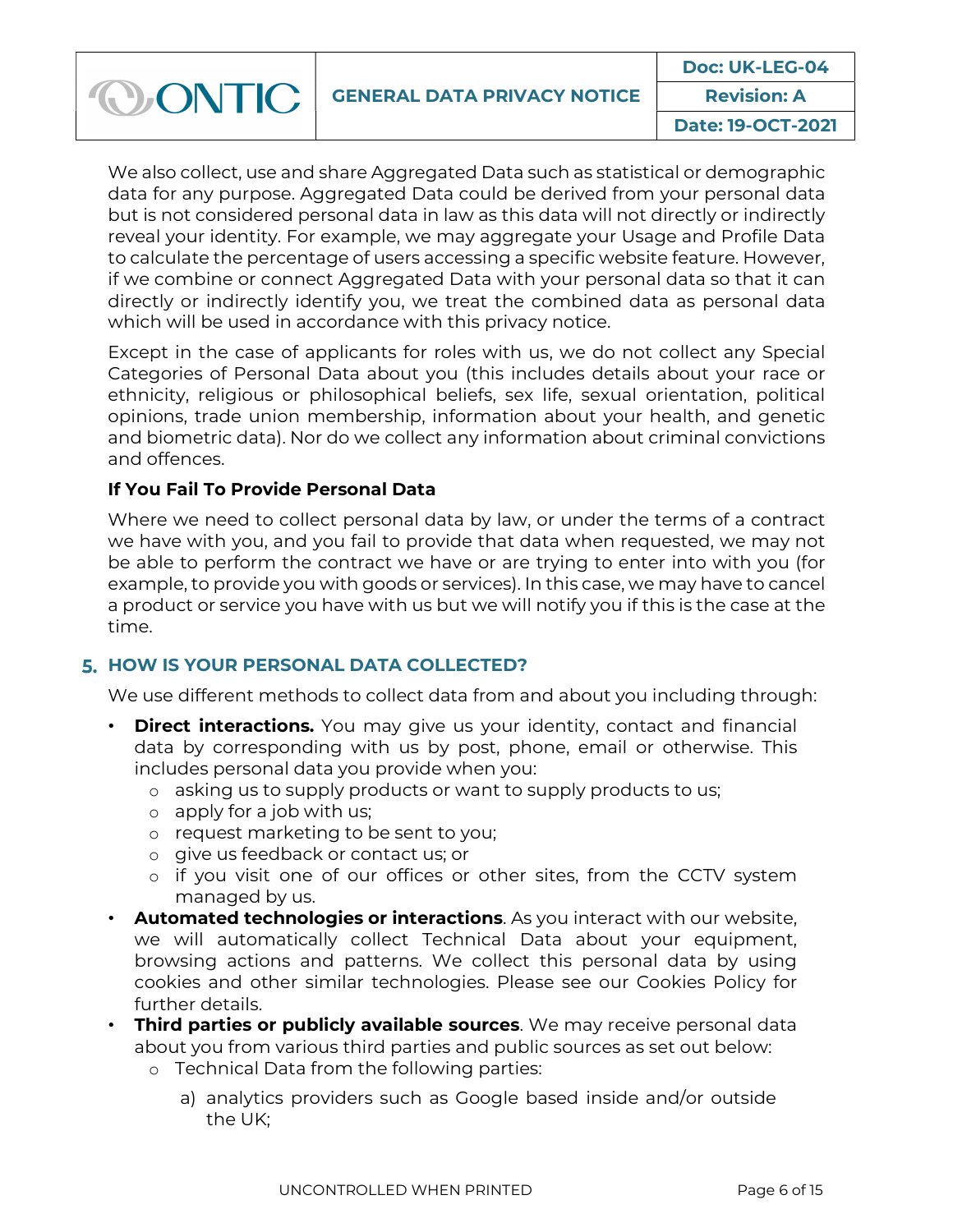We also collect, use and share Aggregated Data such as statistical or demographic data for any purpose. Aggregated Data could be derived from your personal data but is not considered personal data in law as this data will not directly or indirectly reveal your identity. For example, we may aggregate your Usage and Profile Data to calculate the percentage of users accessing a specific website feature. However, if we combine or connect Aggregated Data with your personal data so that it can directly or indirectly identify you, we treat the combined data as personal data which will be used in accordance with this privacy notice.

Except in the case of applicants for roles with us, we do not collect any Special Categories of Personal Data about you (this includes details about your race or ethnicity, religious or philosophical beliefs, sex life, sexual orientation, political opinions, trade union membership, information about your health, and genetic and biometric data). Nor do we collect any information about criminal convictions and offences.

**If You Fail To Provide Personal Data**

Where we need to collect personal data by law, or under the terms of a contract we have with you, and you fail to provide that data when requested, we may not be able to perform the contract we have or are trying to enter into with you (for example, to provide you with goods or services). In this case, we may have to cancel a product or service you have with us but we will notify you if this is the case at the time.

## 5. HOW IS YOUR PERSONAL DATA COLLECTED?

We use different methods to collect data from and about you including through:

- **Direct interactions.** You may give us your identity, contact and financial data by corresponding with us by post, phone, email or otherwise. This includes personal data you provide when you:
  - asking us to supply products or want to supply products to us;
  - apply for a job with us;
  - request marketing to be sent to you;
  - give us feedback or contact us; or
  - if you visit one of our offices or other sites, from the CCTV system managed by us.
- **Automated technologies or interactions**. As you interact with our website, we will automatically collect Technical Data about your equipment, browsing actions and patterns. We collect this personal data by using cookies and other similar technologies. Please see our Cookies Policy for further details.
- **Third parties or publicly available sources**. We may receive personal data about you from various third parties and public sources as set out below:
  - Technical Data from the following parties:
    - a) analytics providers such as Google based inside and/or outside the UK;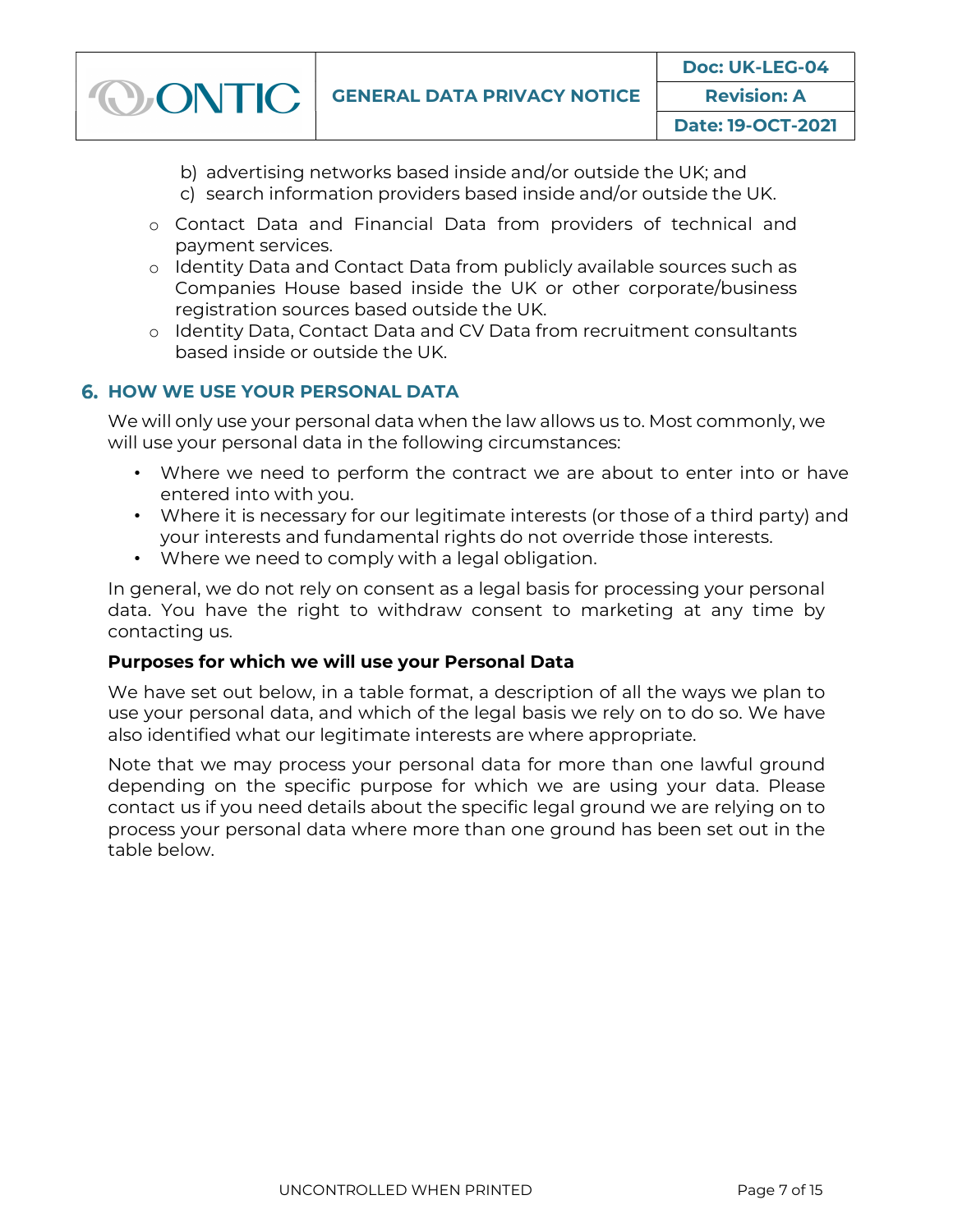b) advertising networks based inside and/or outside the UK; and
  c) search information providers based inside and/or outside the UK.

- Contact Data and Financial Data from providers of technical and payment services.
- Identity Data and Contact Data from publicly available sources such as Companies House based inside the UK or other corporate/business registration sources based outside the UK.
- Identity Data, Contact Data and CV Data from recruitment consultants based inside or outside the UK.

## 6. HOW WE USE YOUR PERSONAL DATA

We will only use your personal data when the law allows us to. Most commonly, we will use your personal data in the following circumstances:

- Where we need to perform the contract we are about to enter into or have entered into with you.
- Where it is necessary for our legitimate interests (or those of a third party) and your interests and fundamental rights do not override those interests.
- Where we need to comply with a legal obligation.

In general, we do not rely on consent as a legal basis for processing your personal data. You have the right to withdraw consent to marketing at any time by contacting us.

**Purposes for which we will use your Personal Data**

We have set out below, in a table format, a description of all the ways we plan to use your personal data, and which of the legal basis we rely on to do so. We have also identified what our legitimate interests are where appropriate.

Note that we may process your personal data for more than one lawful ground depending on the specific purpose for which we are using your data. Please contact us if you need details about the specific legal ground we are relying on to process your personal data where more than one ground has been set out in the table below.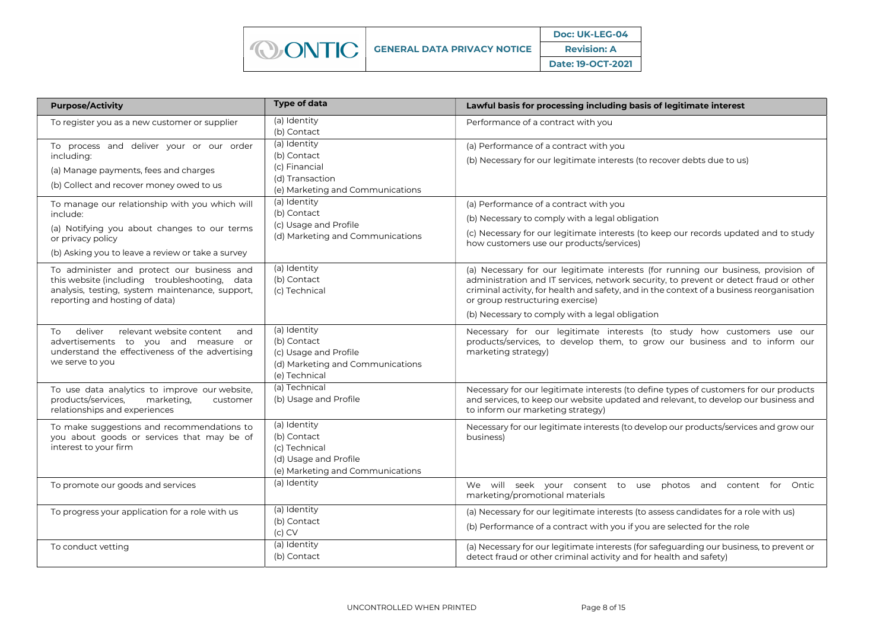| Purpose/Activity | Type of data | Lawful basis for processing including basis of legitimate interest |
|---|---|---|
| To register you as a new customer or supplier | (a) Identity<br>(b) Contact | Performance of a contract with you |
| To process and deliver your or our order including:<br>(a) Manage payments, fees and charges<br>(b) Collect and recover money owed to us | (a) Identity<br>(b) Contact<br>(c) Financial<br>(d) Transaction<br>(e) Marketing and Communications | (a) Performance of a contract with you<br>(b) Necessary for our legitimate interests (to recover debts due to us) |
| To manage our relationship with you which will include:<br>(a) Notifying you about changes to our terms or privacy policy<br>(b) Asking you to leave a review or take a survey | (a) Identity<br>(b) Contact<br>(c) Usage and Profile<br>(d) Marketing and Communications | (a) Performance of a contract with you<br>(b) Necessary to comply with a legal obligation<br>(c) Necessary for our legitimate interests (to keep our records updated and to study how customers use our products/services) |
| To administer and protect our business and this website (including troubleshooting, data analysis, testing, system maintenance, support, reporting and hosting of data) | (a) Identity<br>(b) Contact<br>(c) Technical | (a) Necessary for our legitimate interests (for running our business, provision of administration and IT services, network security, to prevent or detect fraud or other criminal activity, for health and safety, and in the context of a business reorganisation or group restructuring exercise)<br>(b) Necessary to comply with a legal obligation |
| To deliver relevant website content and advertisements to you and measure or understand the effectiveness of the advertising we serve to you | (a) Identity<br>(b) Contact<br>(c) Usage and Profile<br>(d) Marketing and Communications<br>(e) Technical | Necessary for our legitimate interests (to study how customers use our products/services, to develop them, to grow our business and to inform our marketing strategy) |
| To use data analytics to improve our website, products/services, marketing, customer relationships and experiences | (a) Technical<br>(b) Usage and Profile | Necessary for our legitimate interests (to define types of customers for our products and services, to keep our website updated and relevant, to develop our business and to inform our marketing strategy) |
| To make suggestions and recommendations to you about goods or services that may be of interest to your firm | (a) Identity<br>(b) Contact<br>(c) Technical<br>(d) Usage and Profile<br>(e) Marketing and Communications | Necessary for our legitimate interests (to develop our products/services and grow our business) |
| To promote our goods and services | (a) Identity | We will seek your consent to use photos and content for Ontic marketing/promotional materials |
| To progress your application for a role with us | (a) Identity<br>(b) Contact<br>(c) CV | (a) Necessary for our legitimate interests (to assess candidates for a role with us)<br>(b) Performance of a contract with you if you are selected for the role |
| To conduct vetting | (a) Identity<br>(b) Contact | (a) Necessary for our legitimate interests (for safeguarding our business, to prevent or detect fraud or other criminal activity and for health and safety) |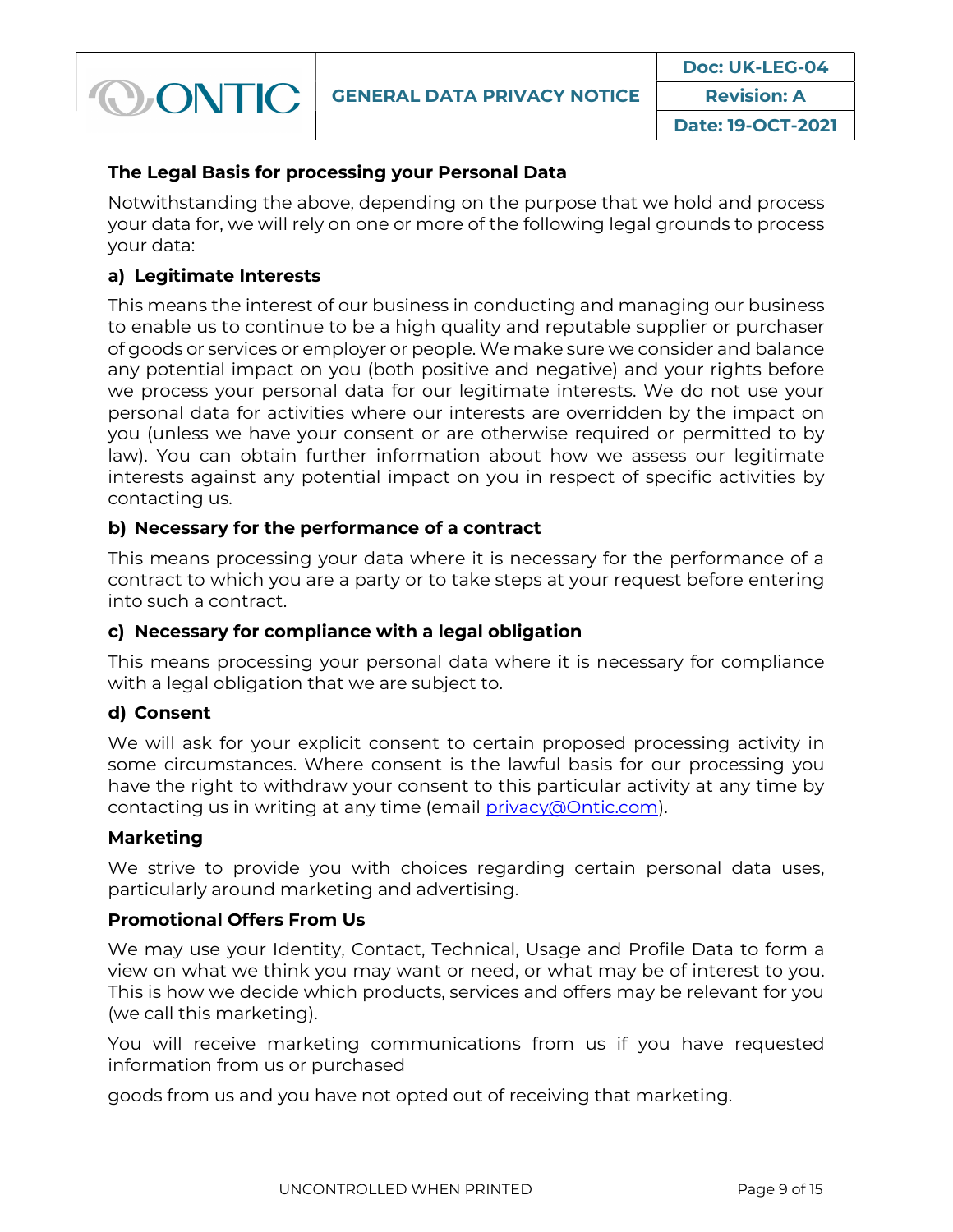### The Legal Basis for processing your Personal Data

Notwithstanding the above, depending on the purpose that we hold and process your data for, we will rely on one or more of the following legal grounds to process your data:

#### a) Legitimate Interests

This means the interest of our business in conducting and managing our business to enable us to continue to be a high quality and reputable supplier or purchaser of goods or services or employer or people. We make sure we consider and balance any potential impact on you (both positive and negative) and your rights before we process your personal data for our legitimate interests. We do not use your personal data for activities where our interests are overridden by the impact on you (unless we have your consent or are otherwise required or permitted to by law). You can obtain further information about how we assess our legitimate interests against any potential impact on you in respect of specific activities by contacting us.

#### b) Necessary for the performance of a contract

This means processing your data where it is necessary for the performance of a contract to which you are a party or to take steps at your request before entering into such a contract.

#### c) Necessary for compliance with a legal obligation

This means processing your personal data where it is necessary for compliance with a legal obligation that we are subject to.

#### d) Consent

We will ask for your explicit consent to certain proposed processing activity in some circumstances. Where consent is the lawful basis for our processing you have the right to withdraw your consent to this particular activity at any time by contacting us in writing at any time (email privacy@Ontic.com).

### Marketing

We strive to provide you with choices regarding certain personal data uses, particularly around marketing and advertising.

### Promotional Offers From Us

We may use your Identity, Contact, Technical, Usage and Profile Data to form a view on what we think you may want or need, or what may be of interest to you. This is how we decide which products, services and offers may be relevant for you (we call this marketing).

You will receive marketing communications from us if you have requested information from us or purchased goods from us and you have not opted out of receiving that marketing.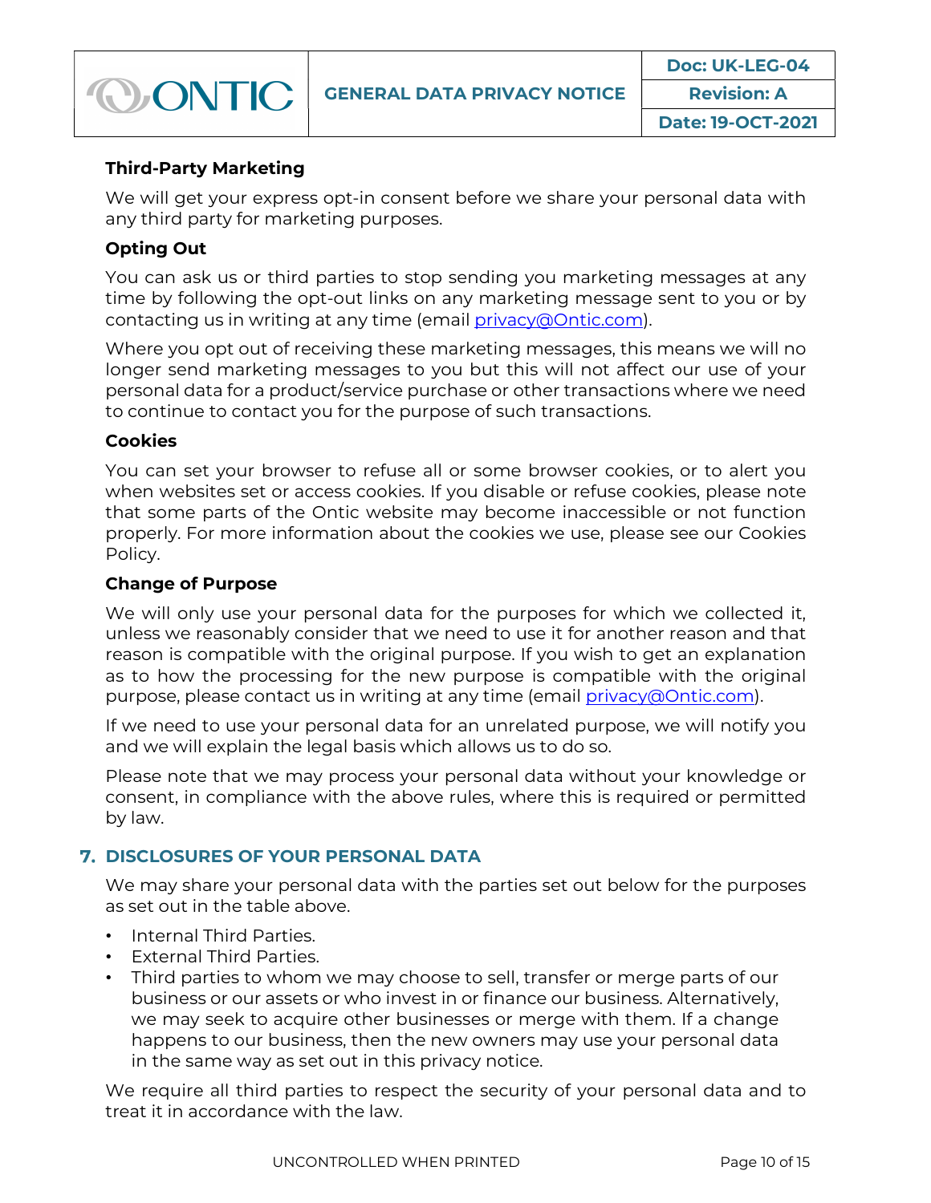### Third-Party Marketing

We will get your express opt-in consent before we share your personal data with any third party for marketing purposes.

### Opting Out

You can ask us or third parties to stop sending you marketing messages at any time by following the opt-out links on any marketing message sent to you or by contacting us in writing at any time (email privacy@Ontic.com).

Where you opt out of receiving these marketing messages, this means we will no longer send marketing messages to you but this will not affect our use of your personal data for a product/service purchase or other transactions where we need to continue to contact you for the purpose of such transactions.

### Cookies

You can set your browser to refuse all or some browser cookies, or to alert you when websites set or access cookies. If you disable or refuse cookies, please note that some parts of the Ontic website may become inaccessible or not function properly. For more information about the cookies we use, please see our Cookies Policy.

### Change of Purpose

We will only use your personal data for the purposes for which we collected it, unless we reasonably consider that we need to use it for another reason and that reason is compatible with the original purpose. If you wish to get an explanation as to how the processing for the new purpose is compatible with the original purpose, please contact us in writing at any time (email privacy@Ontic.com).

If we need to use your personal data for an unrelated purpose, we will notify you and we will explain the legal basis which allows us to do so.

Please note that we may process your personal data without your knowledge or consent, in compliance with the above rules, where this is required or permitted by law.

## 7. DISCLOSURES OF YOUR PERSONAL DATA

We may share your personal data with the parties set out below for the purposes as set out in the table above.

- Internal Third Parties.
- External Third Parties.
- Third parties to whom we may choose to sell, transfer or merge parts of our business or our assets or who invest in or finance our business. Alternatively, we may seek to acquire other businesses or merge with them. If a change happens to our business, then the new owners may use your personal data in the same way as set out in this privacy notice.

We require all third parties to respect the security of your personal data and to treat it in accordance with the law.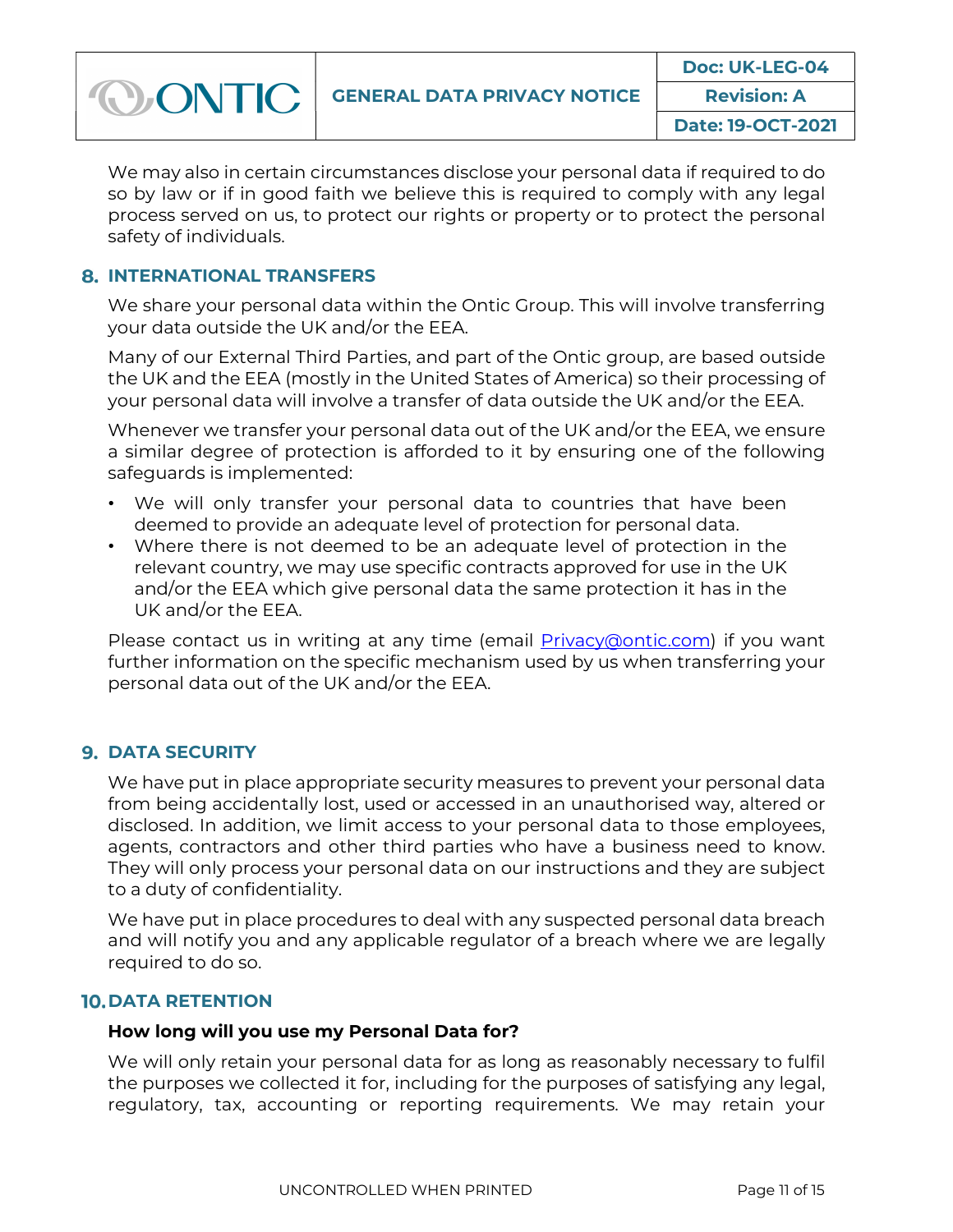We may also in certain circumstances disclose your personal data if required to do so by law or if in good faith we believe this is required to comply with any legal process served on us, to protect our rights or property or to protect the personal safety of individuals.

## 8. INTERNATIONAL TRANSFERS

We share your personal data within the Ontic Group. This will involve transferring your data outside the UK and/or the EEA.

Many of our External Third Parties, and part of the Ontic group, are based outside the UK and the EEA (mostly in the United States of America) so their processing of your personal data will involve a transfer of data outside the UK and/or the EEA.

Whenever we transfer your personal data out of the UK and/or the EEA, we ensure a similar degree of protection is afforded to it by ensuring one of the following safeguards is implemented:

- We will only transfer your personal data to countries that have been deemed to provide an adequate level of protection for personal data.
- Where there is not deemed to be an adequate level of protection in the relevant country, we may use specific contracts approved for use in the UK and/or the EEA which give personal data the same protection it has in the UK and/or the EEA.

Please contact us in writing at any time (email Privacy@ontic.com) if you want further information on the specific mechanism used by us when transferring your personal data out of the UK and/or the EEA.

## 9. DATA SECURITY

We have put in place appropriate security measures to prevent your personal data from being accidentally lost, used or accessed in an unauthorised way, altered or disclosed. In addition, we limit access to your personal data to those employees, agents, contractors and other third parties who have a business need to know. They will only process your personal data on our instructions and they are subject to a duty of confidentiality.

We have put in place procedures to deal with any suspected personal data breach and will notify you and any applicable regulator of a breach where we are legally required to do so.

## 10. DATA RETENTION

**How long will you use my Personal Data for?**

We will only retain your personal data for as long as reasonably necessary to fulfil the purposes we collected it for, including for the purposes of satisfying any legal, regulatory, tax, accounting or reporting requirements. We may retain your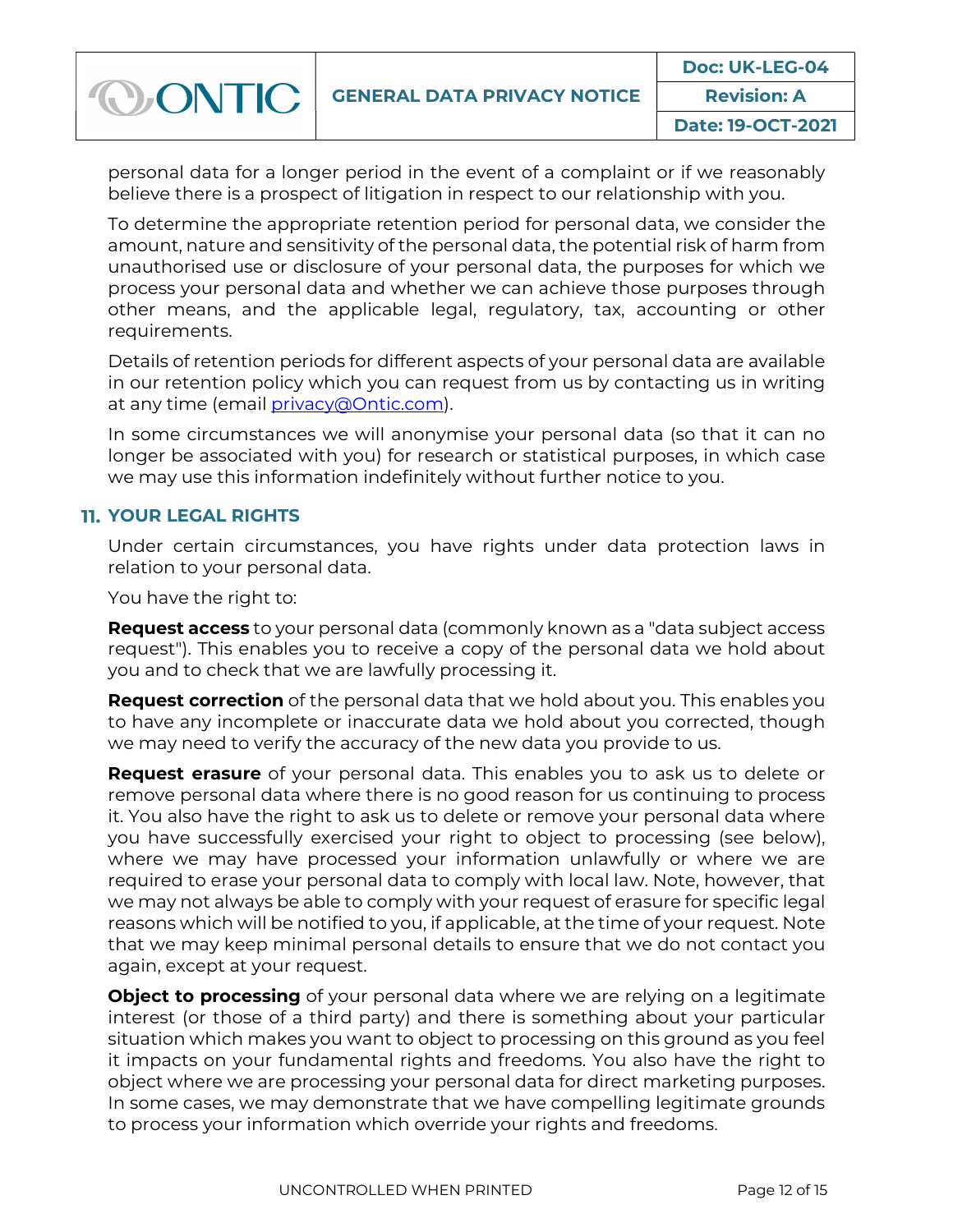personal data for a longer period in the event of a complaint or if we reasonably believe there is a prospect of litigation in respect to our relationship with you.

To determine the appropriate retention period for personal data, we consider the amount, nature and sensitivity of the personal data, the potential risk of harm from unauthorised use or disclosure of your personal data, the purposes for which we process your personal data and whether we can achieve those purposes through other means, and the applicable legal, regulatory, tax, accounting or other requirements.

Details of retention periods for different aspects of your personal data are available in our retention policy which you can request from us by contacting us in writing at any time (email privacy@Ontic.com).

In some circumstances we will anonymise your personal data (so that it can no longer be associated with you) for research or statistical purposes, in which case we may use this information indefinitely without further notice to you.

## 11. YOUR LEGAL RIGHTS

Under certain circumstances, you have rights under data protection laws in relation to your personal data.

You have the right to:

**Request access** to your personal data (commonly known as a "data subject access request"). This enables you to receive a copy of the personal data we hold about you and to check that we are lawfully processing it.

**Request correction** of the personal data that we hold about you. This enables you to have any incomplete or inaccurate data we hold about you corrected, though we may need to verify the accuracy of the new data you provide to us.

**Request erasure** of your personal data. This enables you to ask us to delete or remove personal data where there is no good reason for us continuing to process it. You also have the right to ask us to delete or remove your personal data where you have successfully exercised your right to object to processing (see below), where we may have processed your information unlawfully or where we are required to erase your personal data to comply with local law. Note, however, that we may not always be able to comply with your request of erasure for specific legal reasons which will be notified to you, if applicable, at the time of your request. Note that we may keep minimal personal details to ensure that we do not contact you again, except at your request.

**Object to processing** of your personal data where we are relying on a legitimate interest (or those of a third party) and there is something about your particular situation which makes you want to object to processing on this ground as you feel it impacts on your fundamental rights and freedoms. You also have the right to object where we are processing your personal data for direct marketing purposes. In some cases, we may demonstrate that we have compelling legitimate grounds to process your information which override your rights and freedoms.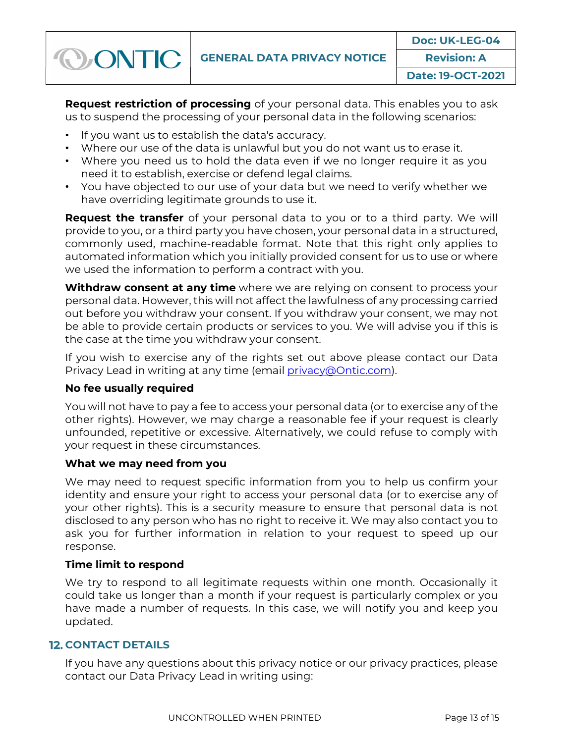**Request restriction of processing** of your personal data. This enables you to ask us to suspend the processing of your personal data in the following scenarios:

- If you want us to establish the data's accuracy.
- Where our use of the data is unlawful but you do not want us to erase it.
- Where you need us to hold the data even if we no longer require it as you need it to establish, exercise or defend legal claims.
- You have objected to our use of your data but we need to verify whether we have overriding legitimate grounds to use it.

**Request the transfer** of your personal data to you or to a third party. We will provide to you, or a third party you have chosen, your personal data in a structured, commonly used, machine-readable format. Note that this right only applies to automated information which you initially provided consent for us to use or where we used the information to perform a contract with you.

**Withdraw consent at any time** where we are relying on consent to process your personal data. However, this will not affect the lawfulness of any processing carried out before you withdraw your consent. If you withdraw your consent, we may not be able to provide certain products or services to you. We will advise you if this is the case at the time you withdraw your consent.

If you wish to exercise any of the rights set out above please contact our Data Privacy Lead in writing at any time (email privacy@Ontic.com).

**No fee usually required**

You will not have to pay a fee to access your personal data (or to exercise any of the other rights). However, we may charge a reasonable fee if your request is clearly unfounded, repetitive or excessive. Alternatively, we could refuse to comply with your request in these circumstances.

**What we may need from you**

We may need to request specific information from you to help us confirm your identity and ensure your right to access your personal data (or to exercise any of your other rights). This is a security measure to ensure that personal data is not disclosed to any person who has no right to receive it. We may also contact you to ask you for further information in relation to your request to speed up our response.

**Time limit to respond**

We try to respond to all legitimate requests within one month. Occasionally it could take us longer than a month if your request is particularly complex or you have made a number of requests. In this case, we will notify you and keep you updated.

## 12. CONTACT DETAILS

If you have any questions about this privacy notice or our privacy practices, please contact our Data Privacy Lead in writing using: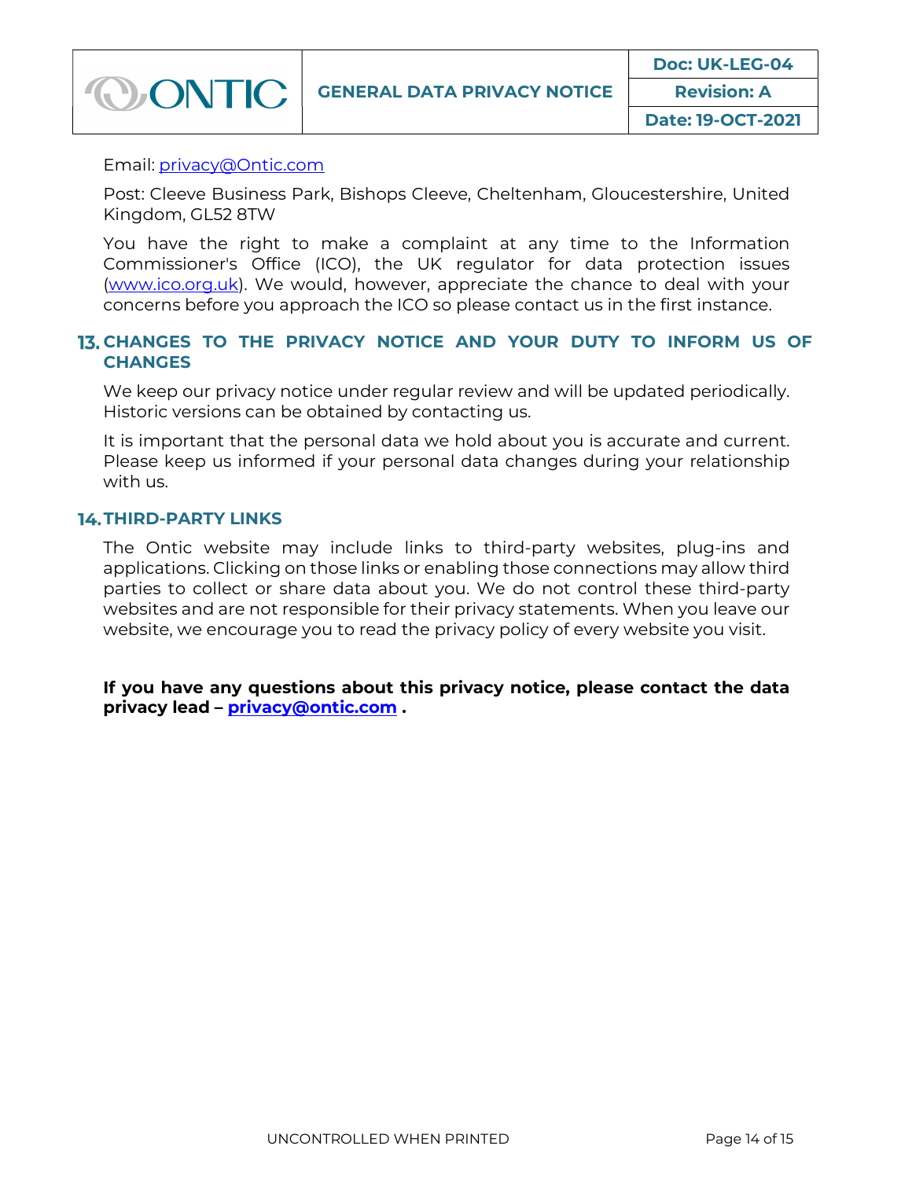Email: privacy@Ontic.com

Post: Cleeve Business Park, Bishops Cleeve, Cheltenham, Gloucestershire, United Kingdom, GL52 8TW

You have the right to make a complaint at any time to the Information Commissioner's Office (ICO), the UK regulator for data protection issues (www.ico.org.uk). We would, however, appreciate the chance to deal with your concerns before you approach the ICO so please contact us in the first instance.

## 13. CHANGES TO THE PRIVACY NOTICE AND YOUR DUTY TO INFORM US OF CHANGES

We keep our privacy notice under regular review and will be updated periodically. Historic versions can be obtained by contacting us.

It is important that the personal data we hold about you is accurate and current. Please keep us informed if your personal data changes during your relationship with us.

## 14. THIRD-PARTY LINKS

The Ontic website may include links to third-party websites, plug-ins and applications. Clicking on those links or enabling those connections may allow third parties to collect or share data about you. We do not control these third-party websites and are not responsible for their privacy statements. When you leave our website, we encourage you to read the privacy policy of every website you visit.

**If you have any questions about this privacy notice, please contact the data privacy lead – privacy@ontic.com .**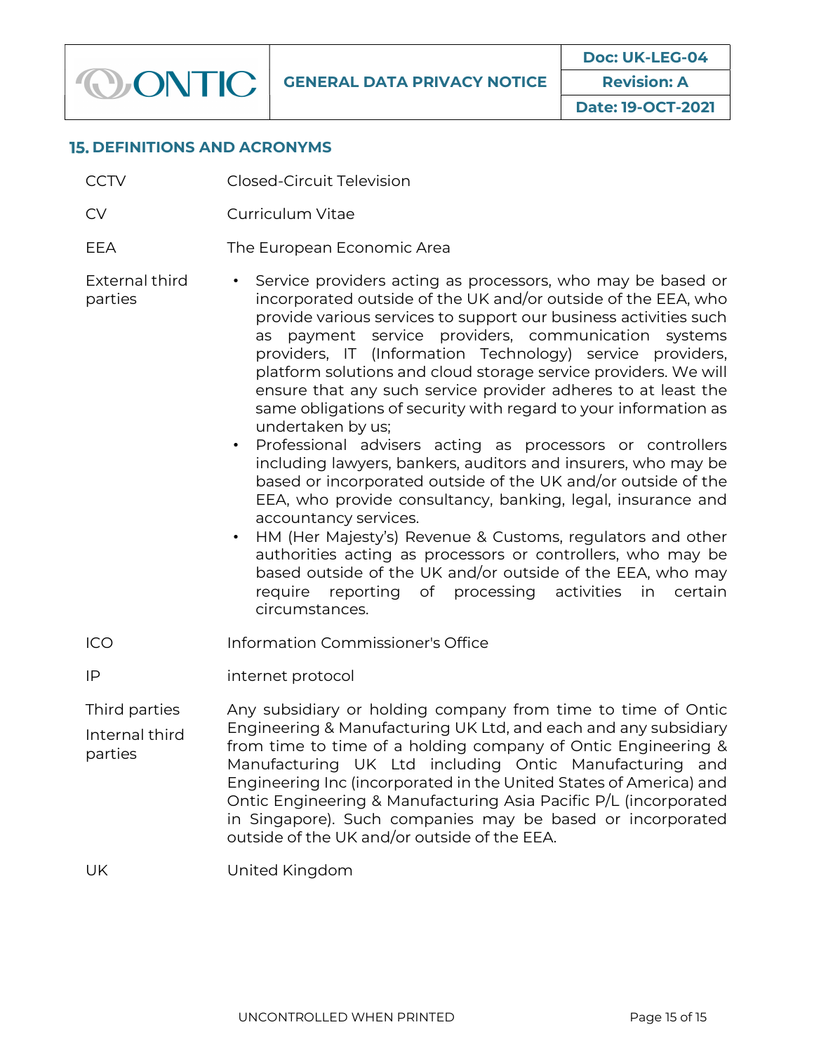## 15. DEFINITIONS AND ACRONYMS

| | |
|---|---|
| CCTV | Closed-Circuit Television |
| CV | Curriculum Vitae |
| EEA | The European Economic Area |
| External third parties | • Service providers acting as processors, who may be based or incorporated outside of the UK and/or outside of the EEA, who provide various services to support our business activities such as payment service providers, communication systems providers, IT (Information Technology) service providers, platform solutions and cloud storage service providers. We will ensure that any such service provider adheres to at least the same obligations of security with regard to your information as undertaken by us;<br>• Professional advisers acting as processors or controllers including lawyers, bankers, auditors and insurers, who may be based or incorporated outside of the UK and/or outside of the EEA, who provide consultancy, banking, legal, insurance and accountancy services.<br>• HM (Her Majesty's) Revenue & Customs, regulators and other authorities acting as processors or controllers, who may be based outside of the UK and/or outside of the EEA, who may require reporting of processing activities in certain circumstances. |
| ICO | Information Commissioner's Office |
| IP | internet protocol |
| Third parties<br>Internal third parties | Any subsidiary or holding company from time to time of Ontic Engineering & Manufacturing UK Ltd, and each and any subsidiary from time to time of a holding company of Ontic Engineering & Manufacturing UK Ltd including Ontic Manufacturing and Engineering Inc (incorporated in the United States of America) and Ontic Engineering & Manufacturing Asia Pacific P/L (incorporated in Singapore). Such companies may be based or incorporated outside of the UK and/or outside of the EEA. |
| UK | United Kingdom |

UNCONTROLLED WHEN PRINTED